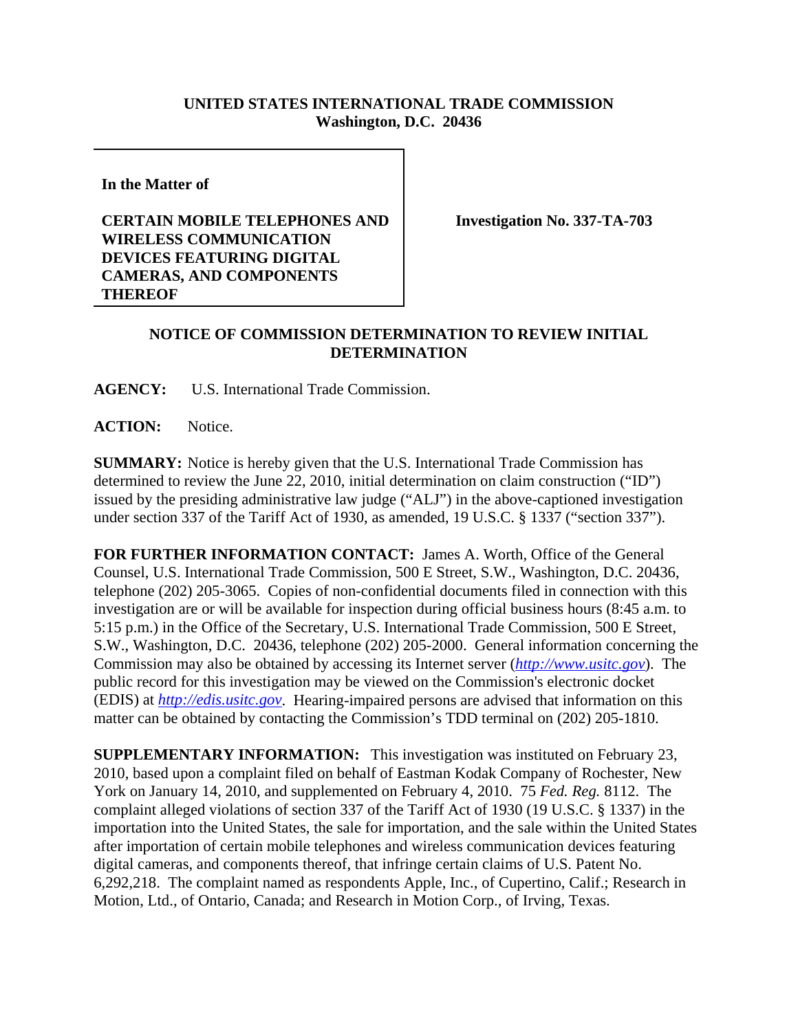**UNITED STATES INTERNATIONAL TRADE COMMISSION**
**Washington, D.C. 20436**

**In the Matter of**

**CERTAIN MOBILE TELEPHONES AND WIRELESS COMMUNICATION DEVICES FEATURING DIGITAL CAMERAS, AND COMPONENTS THEREOF**

**Investigation No. 337-TA-703**

**NOTICE OF COMMISSION DETERMINATION TO REVIEW INITIAL DETERMINATION**

**AGENCY:** U.S. International Trade Commission.

**ACTION:** Notice.

**SUMMARY:** Notice is hereby given that the U.S. International Trade Commission has determined to review the June 22, 2010, initial determination on claim construction ("ID") issued by the presiding administrative law judge ("ALJ") in the above-captioned investigation under section 337 of the Tariff Act of 1930, as amended, 19 U.S.C. § 1337 ("section 337").

**FOR FURTHER INFORMATION CONTACT:** James A. Worth, Office of the General Counsel, U.S. International Trade Commission, 500 E Street, S.W., Washington, D.C. 20436, telephone (202) 205-3065. Copies of non-confidential documents filed in connection with this investigation are or will be available for inspection during official business hours (8:45 a.m. to 5:15 p.m.) in the Office of the Secretary, U.S. International Trade Commission, 500 E Street, S.W., Washington, D.C. 20436, telephone (202) 205-2000. General information concerning the Commission may also be obtained by accessing its Internet server (*http://www.usitc.gov*). The public record for this investigation may be viewed on the Commission's electronic docket (EDIS) at *http://edis.usitc.gov*. Hearing-impaired persons are advised that information on this matter can be obtained by contacting the Commission's TDD terminal on (202) 205-1810.

**SUPPLEMENTARY INFORMATION:** This investigation was instituted on February 23, 2010, based upon a complaint filed on behalf of Eastman Kodak Company of Rochester, New York on January 14, 2010, and supplemented on February 4, 2010. 75 *Fed. Reg.* 8112. The complaint alleged violations of section 337 of the Tariff Act of 1930 (19 U.S.C. § 1337) in the importation into the United States, the sale for importation, and the sale within the United States after importation of certain mobile telephones and wireless communication devices featuring digital cameras, and components thereof, that infringe certain claims of U.S. Patent No. 6,292,218. The complaint named as respondents Apple, Inc., of Cupertino, Calif.; Research in Motion, Ltd., of Ontario, Canada; and Research in Motion Corp., of Irving, Texas.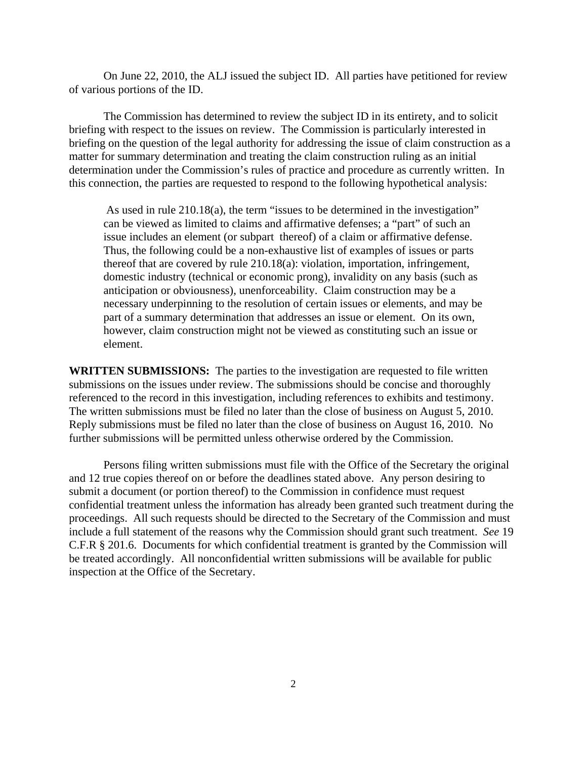On June 22, 2010, the ALJ issued the subject ID. All parties have petitioned for review of various portions of the ID.

The Commission has determined to review the subject ID in its entirety, and to solicit briefing with respect to the issues on review. The Commission is particularly interested in briefing on the question of the legal authority for addressing the issue of claim construction as a matter for summary determination and treating the claim construction ruling as an initial determination under the Commission's rules of practice and procedure as currently written. In this connection, the parties are requested to respond to the following hypothetical analysis:

> As used in rule 210.18(a), the term "issues to be determined in the investigation" can be viewed as limited to claims and affirmative defenses; a "part" of such an issue includes an element (or subpart thereof) of a claim or affirmative defense. Thus, the following could be a non-exhaustive list of examples of issues or parts thereof that are covered by rule 210.18(a): violation, importation, infringement, domestic industry (technical or economic prong), invalidity on any basis (such as anticipation or obviousness), unenforceability. Claim construction may be a necessary underpinning to the resolution of certain issues or elements, and may be part of a summary determination that addresses an issue or element. On its own, however, claim construction might not be viewed as constituting such an issue or element.

**WRITTEN SUBMISSIONS:** The parties to the investigation are requested to file written submissions on the issues under review. The submissions should be concise and thoroughly referenced to the record in this investigation, including references to exhibits and testimony. The written submissions must be filed no later than the close of business on August 5, 2010. Reply submissions must be filed no later than the close of business on August 16, 2010. No further submissions will be permitted unless otherwise ordered by the Commission.

Persons filing written submissions must file with the Office of the Secretary the original and 12 true copies thereof on or before the deadlines stated above. Any person desiring to submit a document (or portion thereof) to the Commission in confidence must request confidential treatment unless the information has already been granted such treatment during the proceedings. All such requests should be directed to the Secretary of the Commission and must include a full statement of the reasons why the Commission should grant such treatment. *See* 19 C.F.R § 201.6. Documents for which confidential treatment is granted by the Commission will be treated accordingly. All nonconfidential written submissions will be available for public inspection at the Office of the Secretary.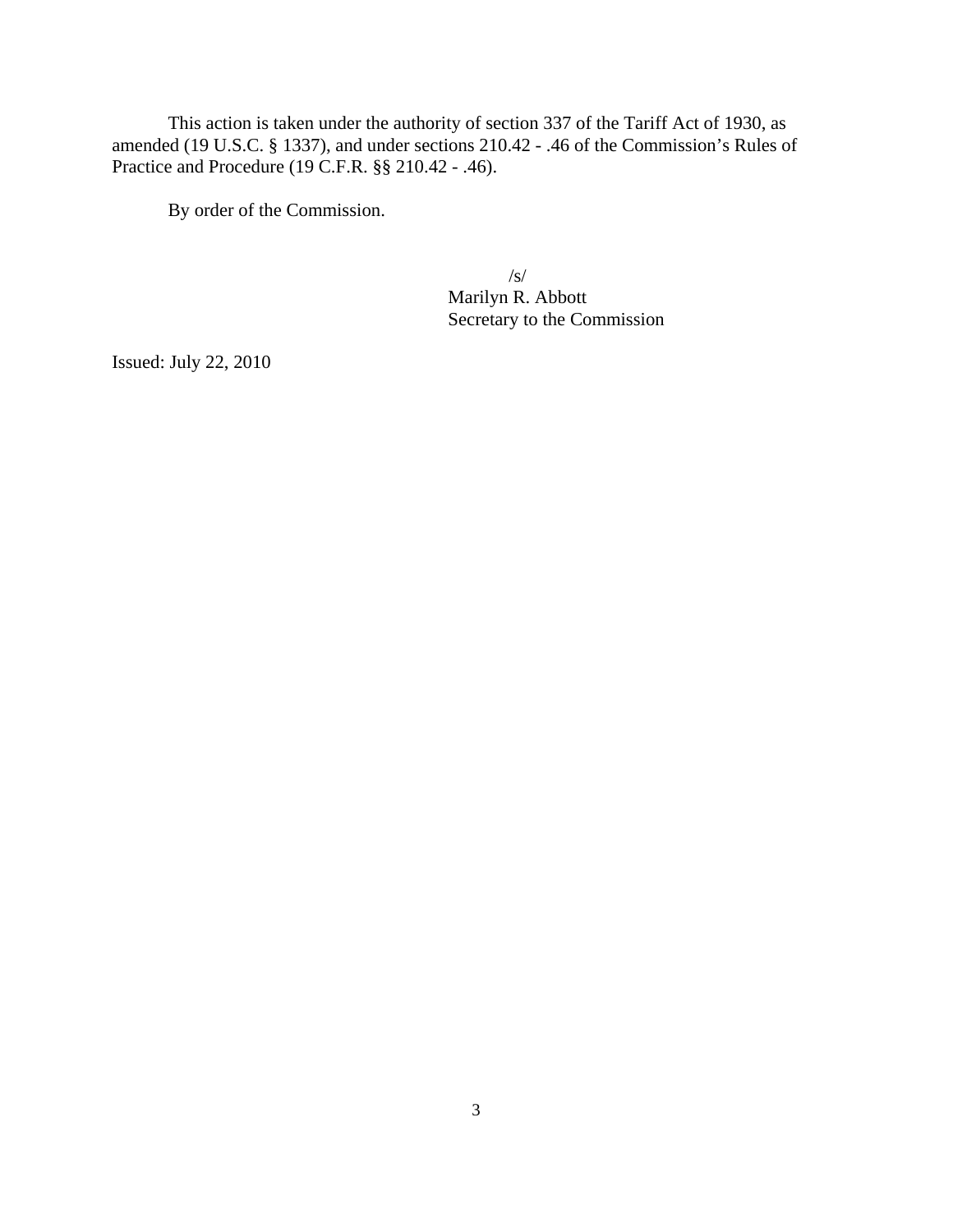This action is taken under the authority of section 337 of the Tariff Act of 1930, as amended (19 U.S.C. § 1337), and under sections 210.42 - .46 of the Commission's Rules of Practice and Procedure (19 C.F.R. §§ 210.42 - .46).

By order of the Commission.

/s/
Marilyn R. Abbott
Secretary to the Commission

Issued: July 22, 2010